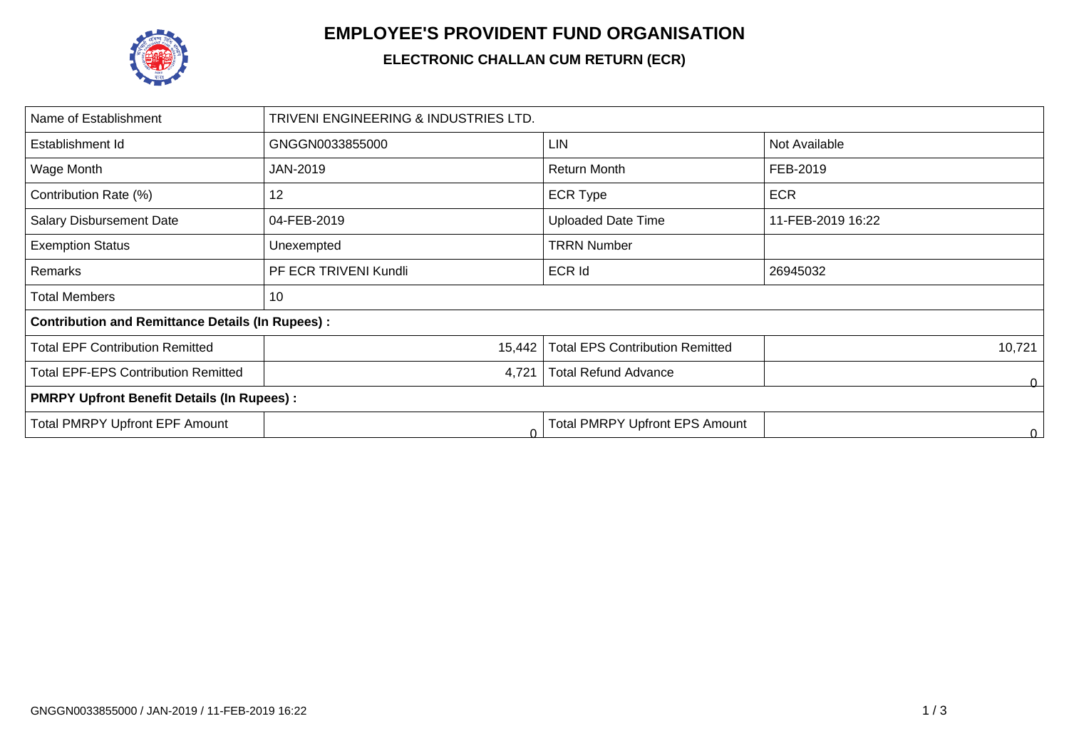# EMPLOYEE'S PROVIDENT FUND ORGANISATION

## ELECTRONIC CHALLAN CUM RETURN (ECR)

| Name of Establishment | TRIVENI ENGINEERING & INDUSTRIES LTD. | | |
|---|---|---|---|
| Establishment Id | GNGGN0033855000 | LIN | Not Available |
| Wage Month | JAN-2019 | Return Month | FEB-2019 |
| Contribution Rate (%) | 12 | ECR Type | ECR |
| Salary Disbursement Date | 04-FEB-2019 | Uploaded Date Time | 11-FEB-2019 16:22 |
| Exemption Status | Unexempted | TRRN Number | |
| Remarks | PF ECR TRIVENI Kundli | ECR Id | 26945032 |
| Total Members | 10 | | |
| **Contribution and Remittance Details (In Rupees) :** | | | |
| Total EPF Contribution Remitted | 15,442 | Total EPS Contribution Remitted | 10,721 |
| Total EPF-EPS Contribution Remitted | 4,721 | Total Refund Advance | 0 |
| **PMRPY Upfront Benefit Details (In Rupees) :** | | | |
| Total PMRPY Upfront EPF Amount | 0 | Total PMRPY Upfront EPS Amount | 0 |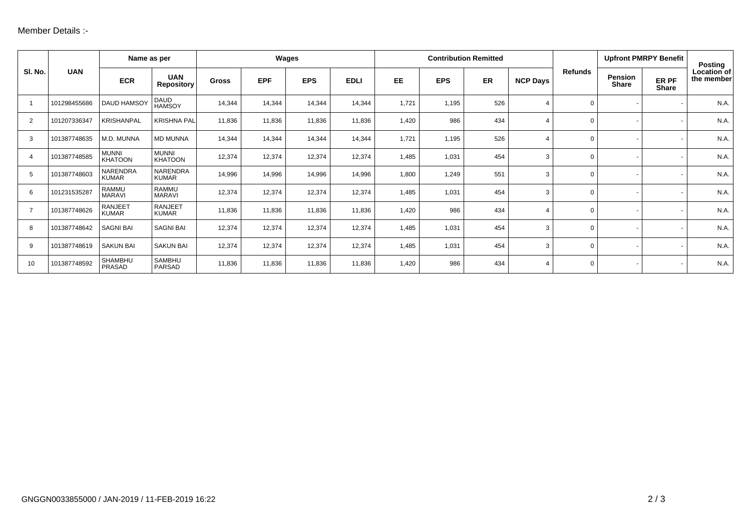Member Details :-

| Sl. No. | UAN | Name as per | | Wages | | | | Contribution Remitted | | | | Refunds | Upfront PMRPY Benefit | | Posting Location of the member |
|---|---|---|---|---|---|---|---|---|---|---|---|---|---|---|---|
| | | ECR | UAN Repository | Gross | EPF | EPS | EDLI | EE | EPS | ER | NCP Days | | Pension Share | ER PF Share | |
| 1 | 101298455686 | DAUD HAMSOY | DAUD HAMSOY | 14,344 | 14,344 | 14,344 | 14,344 | 1,721 | 1,195 | 526 | 4 | 0 | - | - | N.A. |
| 2 | 101207336347 | KRISHANPAL | KRISHNA PAL | 11,836 | 11,836 | 11,836 | 11,836 | 1,420 | 986 | 434 | 4 | 0 | - | - | N.A. |
| 3 | 101387748635 | M.D. MUNNA | MD MUNNA | 14,344 | 14,344 | 14,344 | 14,344 | 1,721 | 1,195 | 526 | 4 | 0 | - | - | N.A. |
| 4 | 101387748585 | MUNNI KHATOON | MUNNI KHATOON | 12,374 | 12,374 | 12,374 | 12,374 | 1,485 | 1,031 | 454 | 3 | 0 | - | - | N.A. |
| 5 | 101387748603 | NARENDRA KUMAR | NARENDRA KUMAR | 14,996 | 14,996 | 14,996 | 14,996 | 1,800 | 1,249 | 551 | 3 | 0 | - | - | N.A. |
| 6 | 101231535287 | RAMMU MARAVI | RAMMU MARAVI | 12,374 | 12,374 | 12,374 | 12,374 | 1,485 | 1,031 | 454 | 3 | 0 | - | - | N.A. |
| 7 | 101387748626 | RANJEET KUMAR | RANJEET KUMAR | 11,836 | 11,836 | 11,836 | 11,836 | 1,420 | 986 | 434 | 4 | 0 | - | - | N.A. |
| 8 | 101387748642 | SAGNI BAI | SAGNI BAI | 12,374 | 12,374 | 12,374 | 12,374 | 1,485 | 1,031 | 454 | 3 | 0 | - | - | N.A. |
| 9 | 101387748619 | SAKUN BAI | SAKUN BAI | 12,374 | 12,374 | 12,374 | 12,374 | 1,485 | 1,031 | 454 | 3 | 0 | - | - | N.A. |
| 10 | 101387748592 | SHAMBHU PRASAD | SAMBHU PARSAD | 11,836 | 11,836 | 11,836 | 11,836 | 1,420 | 986 | 434 | 4 | 0 | - | - | N.A. |

GNGGN0033855000 / JAN-2019 / 11-FEB-2019 16:22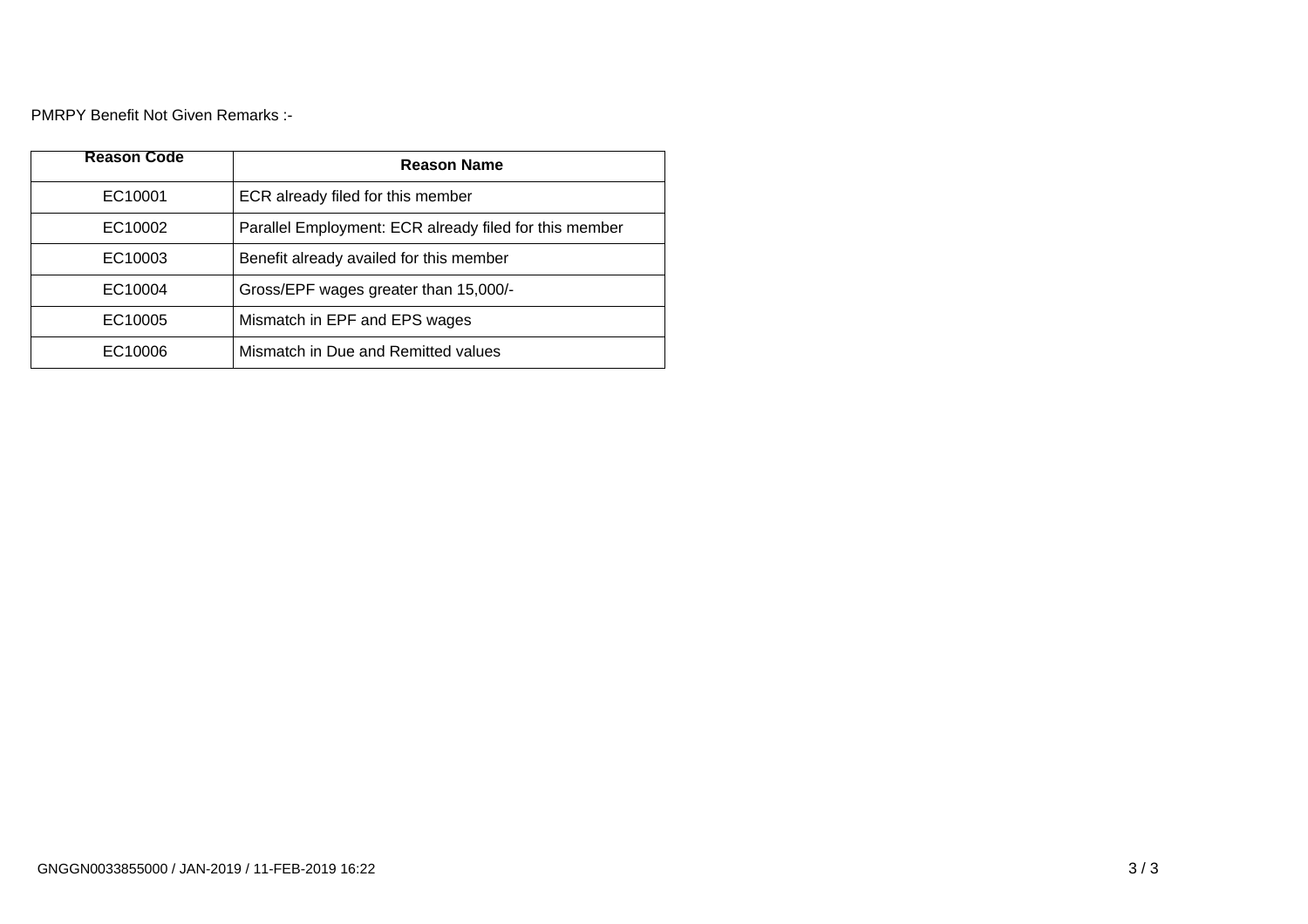PMRPY Benefit Not Given Remarks :-

| Reason Code | Reason Name |
|---|---|
| EC10001 | ECR already filed for this member |
| EC10002 | Parallel Employment: ECR already filed for this member |
| EC10003 | Benefit already availed for this member |
| EC10004 | Gross/EPF wages greater than 15,000/- |
| EC10005 | Mismatch in EPF and EPS wages |
| EC10006 | Mismatch in Due and Remitted values |